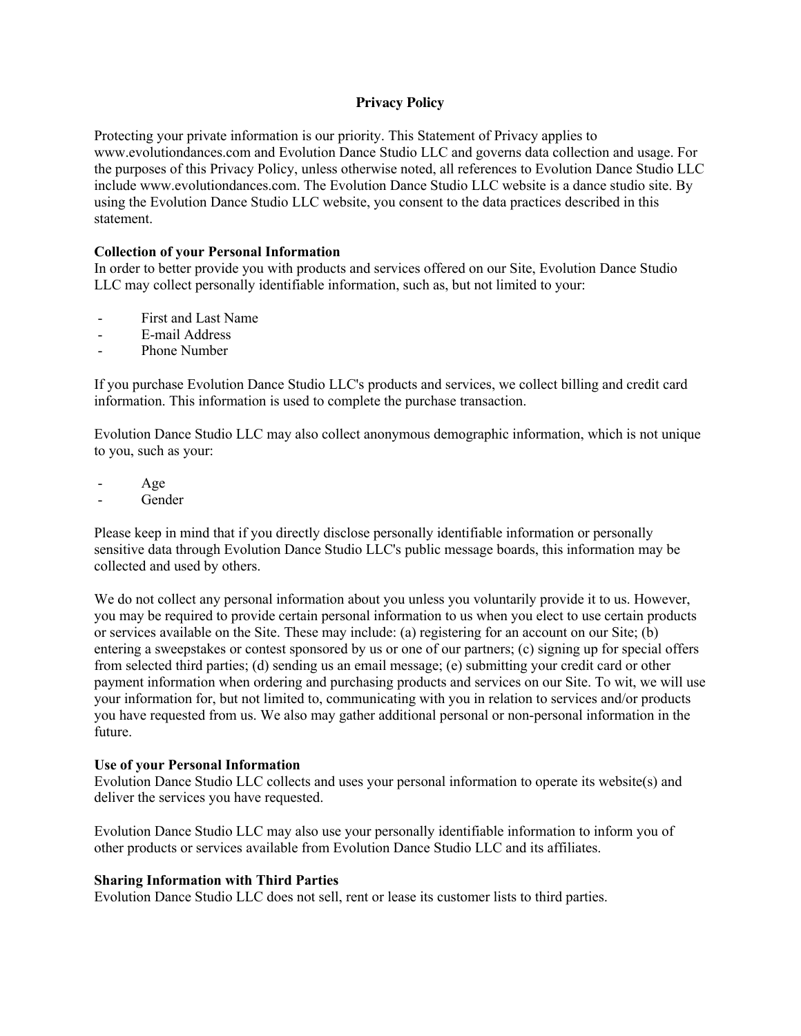# Privacy Policy

Protecting your private information is our priority. This Statement of Privacy applies to www.evolutiondances.com and Evolution Dance Studio LLC and governs data collection and usage. For the purposes of this Privacy Policy, unless otherwise noted, all references to Evolution Dance Studio LLC include www.evolutiondances.com. The Evolution Dance Studio LLC website is a dance studio site. By using the Evolution Dance Studio LLC website, you consent to the data practices described in this statement.

**Collection of your Personal Information**

In order to better provide you with products and services offered on our Site, Evolution Dance Studio LLC may collect personally identifiable information, such as, but not limited to your:

- First and Last Name
- E-mail Address
- Phone Number

If you purchase Evolution Dance Studio LLC's products and services, we collect billing and credit card information. This information is used to complete the purchase transaction.

Evolution Dance Studio LLC may also collect anonymous demographic information, which is not unique to you, such as your:

- Age
- Gender

Please keep in mind that if you directly disclose personally identifiable information or personally sensitive data through Evolution Dance Studio LLC's public message boards, this information may be collected and used by others.

We do not collect any personal information about you unless you voluntarily provide it to us. However, you may be required to provide certain personal information to us when you elect to use certain products or services available on the Site. These may include: (a) registering for an account on our Site; (b) entering a sweepstakes or contest sponsored by us or one of our partners; (c) signing up for special offers from selected third parties; (d) sending us an email message; (e) submitting your credit card or other payment information when ordering and purchasing products and services on our Site. To wit, we will use your information for, but not limited to, communicating with you in relation to services and/or products you have requested from us. We also may gather additional personal or non-personal information in the future.

**Use of your Personal Information**

Evolution Dance Studio LLC collects and uses your personal information to operate its website(s) and deliver the services you have requested.

Evolution Dance Studio LLC may also use your personally identifiable information to inform you of other products or services available from Evolution Dance Studio LLC and its affiliates.

**Sharing Information with Third Parties**

Evolution Dance Studio LLC does not sell, rent or lease its customer lists to third parties.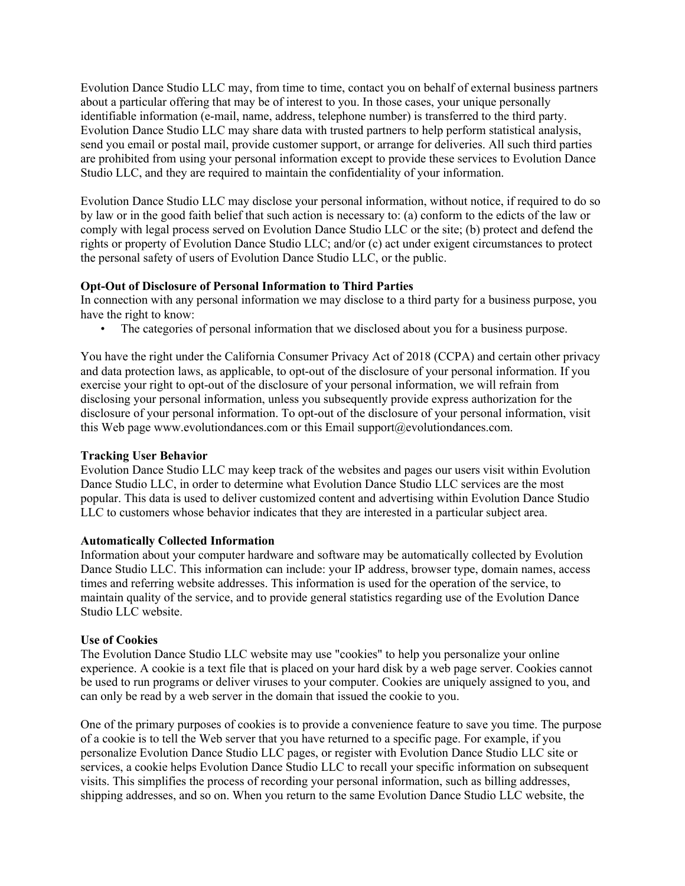Evolution Dance Studio LLC may, from time to time, contact you on behalf of external business partners about a particular offering that may be of interest to you. In those cases, your unique personally identifiable information (e-mail, name, address, telephone number) is transferred to the third party. Evolution Dance Studio LLC may share data with trusted partners to help perform statistical analysis, send you email or postal mail, provide customer support, or arrange for deliveries. All such third parties are prohibited from using your personal information except to provide these services to Evolution Dance Studio LLC, and they are required to maintain the confidentiality of your information.

Evolution Dance Studio LLC may disclose your personal information, without notice, if required to do so by law or in the good faith belief that such action is necessary to: (a) conform to the edicts of the law or comply with legal process served on Evolution Dance Studio LLC or the site; (b) protect and defend the rights or property of Evolution Dance Studio LLC; and/or (c) act under exigent circumstances to protect the personal safety of users of Evolution Dance Studio LLC, or the public.

**Opt-Out of Disclosure of Personal Information to Third Parties**
In connection with any personal information we may disclose to a third party for a business purpose, you have the right to know:

- The categories of personal information that we disclosed about you for a business purpose.

You have the right under the California Consumer Privacy Act of 2018 (CCPA) and certain other privacy and data protection laws, as applicable, to opt-out of the disclosure of your personal information. If you exercise your right to opt-out of the disclosure of your personal information, we will refrain from disclosing your personal information, unless you subsequently provide express authorization for the disclosure of your personal information. To opt-out of the disclosure of your personal information, visit this Web page www.evolutiondances.com or this Email support@evolutiondances.com.

**Tracking User Behavior**
Evolution Dance Studio LLC may keep track of the websites and pages our users visit within Evolution Dance Studio LLC, in order to determine what Evolution Dance Studio LLC services are the most popular. This data is used to deliver customized content and advertising within Evolution Dance Studio LLC to customers whose behavior indicates that they are interested in a particular subject area.

**Automatically Collected Information**
Information about your computer hardware and software may be automatically collected by Evolution Dance Studio LLC. This information can include: your IP address, browser type, domain names, access times and referring website addresses. This information is used for the operation of the service, to maintain quality of the service, and to provide general statistics regarding use of the Evolution Dance Studio LLC website.

**Use of Cookies**
The Evolution Dance Studio LLC website may use "cookies" to help you personalize your online experience. A cookie is a text file that is placed on your hard disk by a web page server. Cookies cannot be used to run programs or deliver viruses to your computer. Cookies are uniquely assigned to you, and can only be read by a web server in the domain that issued the cookie to you.

One of the primary purposes of cookies is to provide a convenience feature to save you time. The purpose of a cookie is to tell the Web server that you have returned to a specific page. For example, if you personalize Evolution Dance Studio LLC pages, or register with Evolution Dance Studio LLC site or services, a cookie helps Evolution Dance Studio LLC to recall your specific information on subsequent visits. This simplifies the process of recording your personal information, such as billing addresses, shipping addresses, and so on. When you return to the same Evolution Dance Studio LLC website, the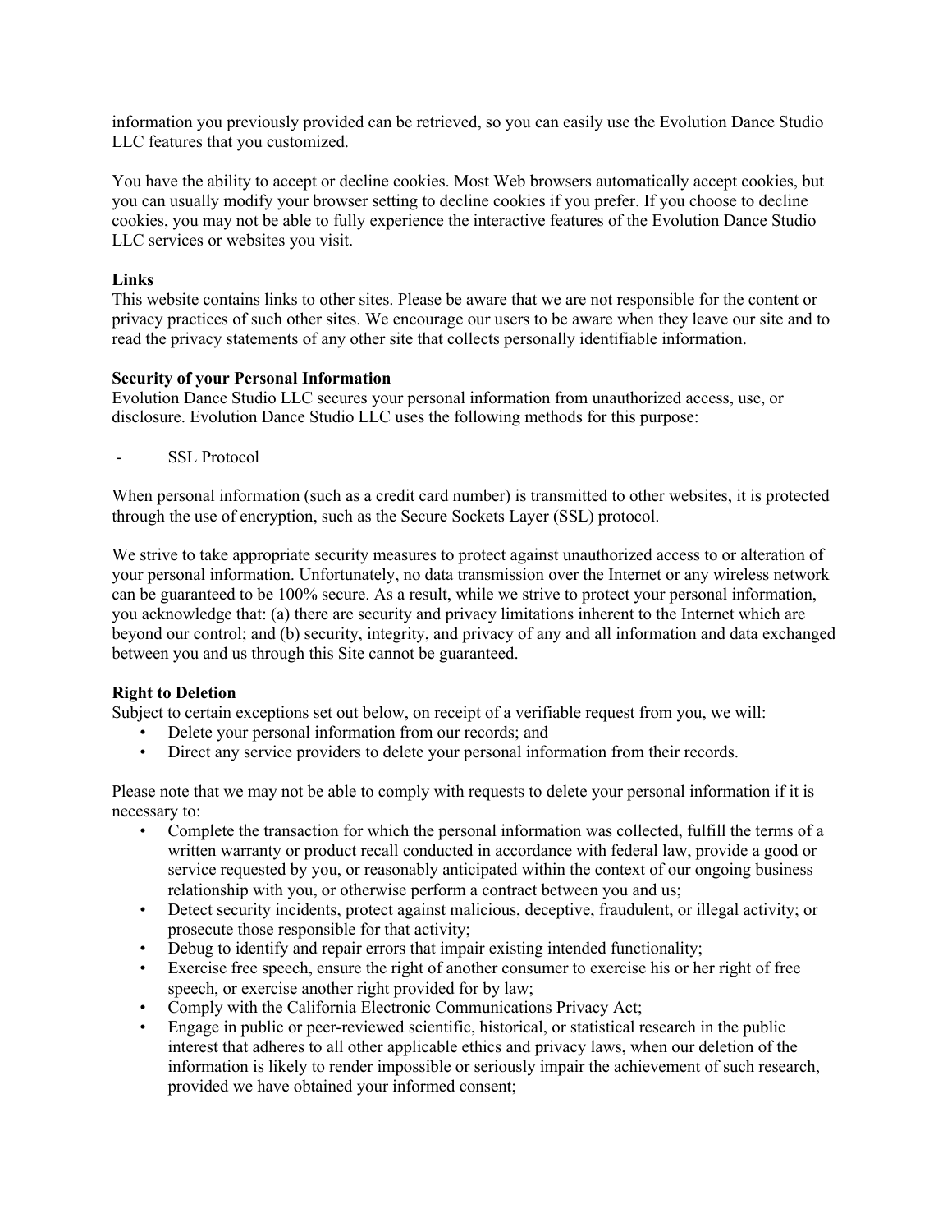information you previously provided can be retrieved, so you can easily use the Evolution Dance Studio LLC features that you customized.

You have the ability to accept or decline cookies. Most Web browsers automatically accept cookies, but you can usually modify your browser setting to decline cookies if you prefer. If you choose to decline cookies, you may not be able to fully experience the interactive features of the Evolution Dance Studio LLC services or websites you visit.

**Links**
This website contains links to other sites. Please be aware that we are not responsible for the content or privacy practices of such other sites. We encourage our users to be aware when they leave our site and to read the privacy statements of any other site that collects personally identifiable information.

**Security of your Personal Information**
Evolution Dance Studio LLC secures your personal information from unauthorized access, use, or disclosure. Evolution Dance Studio LLC uses the following methods for this purpose:

- SSL Protocol

When personal information (such as a credit card number) is transmitted to other websites, it is protected through the use of encryption, such as the Secure Sockets Layer (SSL) protocol.

We strive to take appropriate security measures to protect against unauthorized access to or alteration of your personal information. Unfortunately, no data transmission over the Internet or any wireless network can be guaranteed to be 100% secure. As a result, while we strive to protect your personal information, you acknowledge that: (a) there are security and privacy limitations inherent to the Internet which are beyond our control; and (b) security, integrity, and privacy of any and all information and data exchanged between you and us through this Site cannot be guaranteed.

**Right to Deletion**
Subject to certain exceptions set out below, on receipt of a verifiable request from you, we will:

- Delete your personal information from our records; and
- Direct any service providers to delete your personal information from their records.

Please note that we may not be able to comply with requests to delete your personal information if it is necessary to:

- Complete the transaction for which the personal information was collected, fulfill the terms of a written warranty or product recall conducted in accordance with federal law, provide a good or service requested by you, or reasonably anticipated within the context of our ongoing business relationship with you, or otherwise perform a contract between you and us;
- Detect security incidents, protect against malicious, deceptive, fraudulent, or illegal activity; or prosecute those responsible for that activity;
- Debug to identify and repair errors that impair existing intended functionality;
- Exercise free speech, ensure the right of another consumer to exercise his or her right of free speech, or exercise another right provided for by law;
- Comply with the California Electronic Communications Privacy Act;
- Engage in public or peer-reviewed scientific, historical, or statistical research in the public interest that adheres to all other applicable ethics and privacy laws, when our deletion of the information is likely to render impossible or seriously impair the achievement of such research, provided we have obtained your informed consent;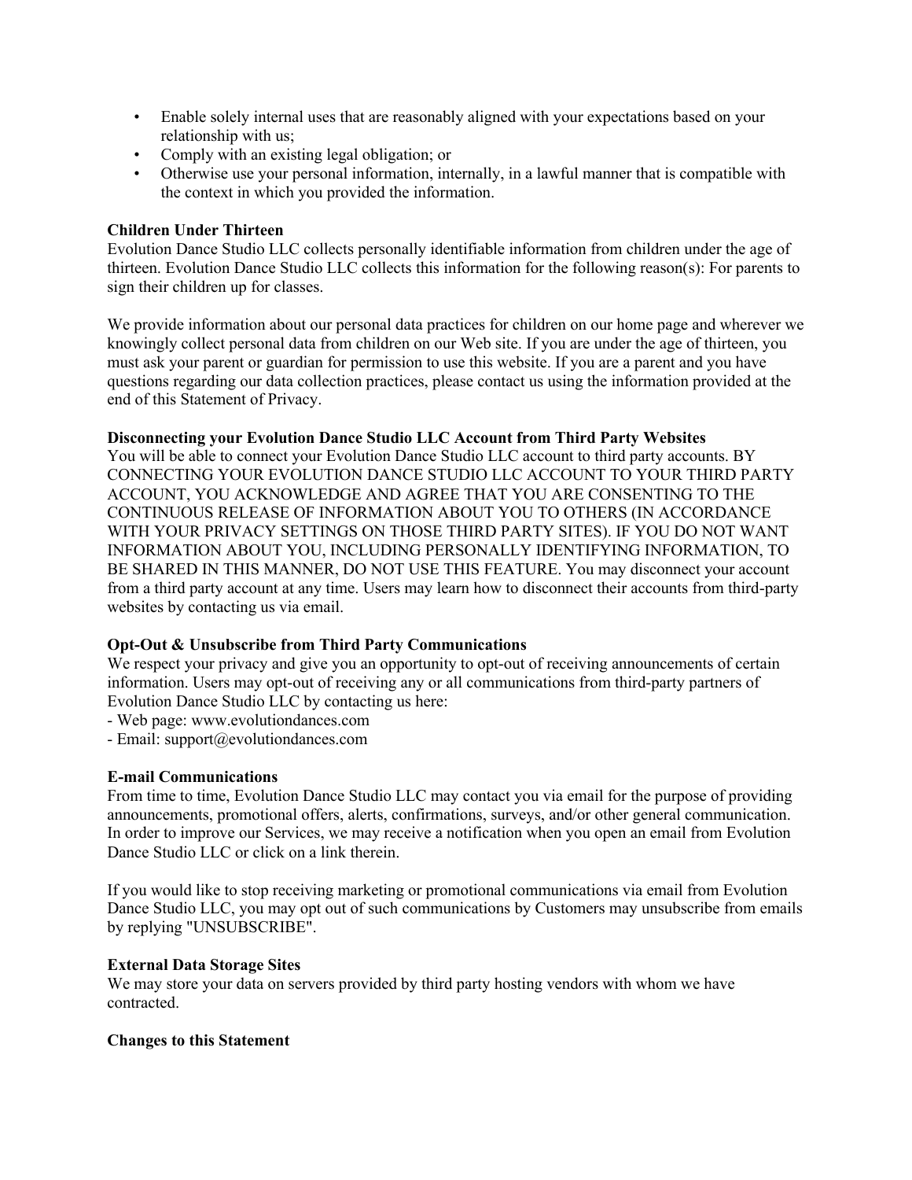- Enable solely internal uses that are reasonably aligned with your expectations based on your relationship with us;
- Comply with an existing legal obligation; or
- Otherwise use your personal information, internally, in a lawful manner that is compatible with the context in which you provided the information.

**Children Under Thirteen**
Evolution Dance Studio LLC collects personally identifiable information from children under the age of thirteen. Evolution Dance Studio LLC collects this information for the following reason(s): For parents to sign their children up for classes.

We provide information about our personal data practices for children on our home page and wherever we knowingly collect personal data from children on our Web site. If you are under the age of thirteen, you must ask your parent or guardian for permission to use this website. If you are a parent and you have questions regarding our data collection practices, please contact us using the information provided at the end of this Statement of Privacy.

**Disconnecting your Evolution Dance Studio LLC Account from Third Party Websites**
You will be able to connect your Evolution Dance Studio LLC account to third party accounts. BY CONNECTING YOUR EVOLUTION DANCE STUDIO LLC ACCOUNT TO YOUR THIRD PARTY ACCOUNT, YOU ACKNOWLEDGE AND AGREE THAT YOU ARE CONSENTING TO THE CONTINUOUS RELEASE OF INFORMATION ABOUT YOU TO OTHERS (IN ACCORDANCE WITH YOUR PRIVACY SETTINGS ON THOSE THIRD PARTY SITES). IF YOU DO NOT WANT INFORMATION ABOUT YOU, INCLUDING PERSONALLY IDENTIFYING INFORMATION, TO BE SHARED IN THIS MANNER, DO NOT USE THIS FEATURE. You may disconnect your account from a third party account at any time. Users may learn how to disconnect their accounts from third-party websites by contacting us via email.

**Opt-Out & Unsubscribe from Third Party Communications**
We respect your privacy and give you an opportunity to opt-out of receiving announcements of certain information. Users may opt-out of receiving any or all communications from third-party partners of Evolution Dance Studio LLC by contacting us here:
- Web page: www.evolutiondances.com
- Email: support@evolutiondances.com

**E-mail Communications**
From time to time, Evolution Dance Studio LLC may contact you via email for the purpose of providing announcements, promotional offers, alerts, confirmations, surveys, and/or other general communication. In order to improve our Services, we may receive a notification when you open an email from Evolution Dance Studio LLC or click on a link therein.

If you would like to stop receiving marketing or promotional communications via email from Evolution Dance Studio LLC, you may opt out of such communications by Customers may unsubscribe from emails by replying "UNSUBSCRIBE".

**External Data Storage Sites**
We may store your data on servers provided by third party hosting vendors with whom we have contracted.

**Changes to this Statement**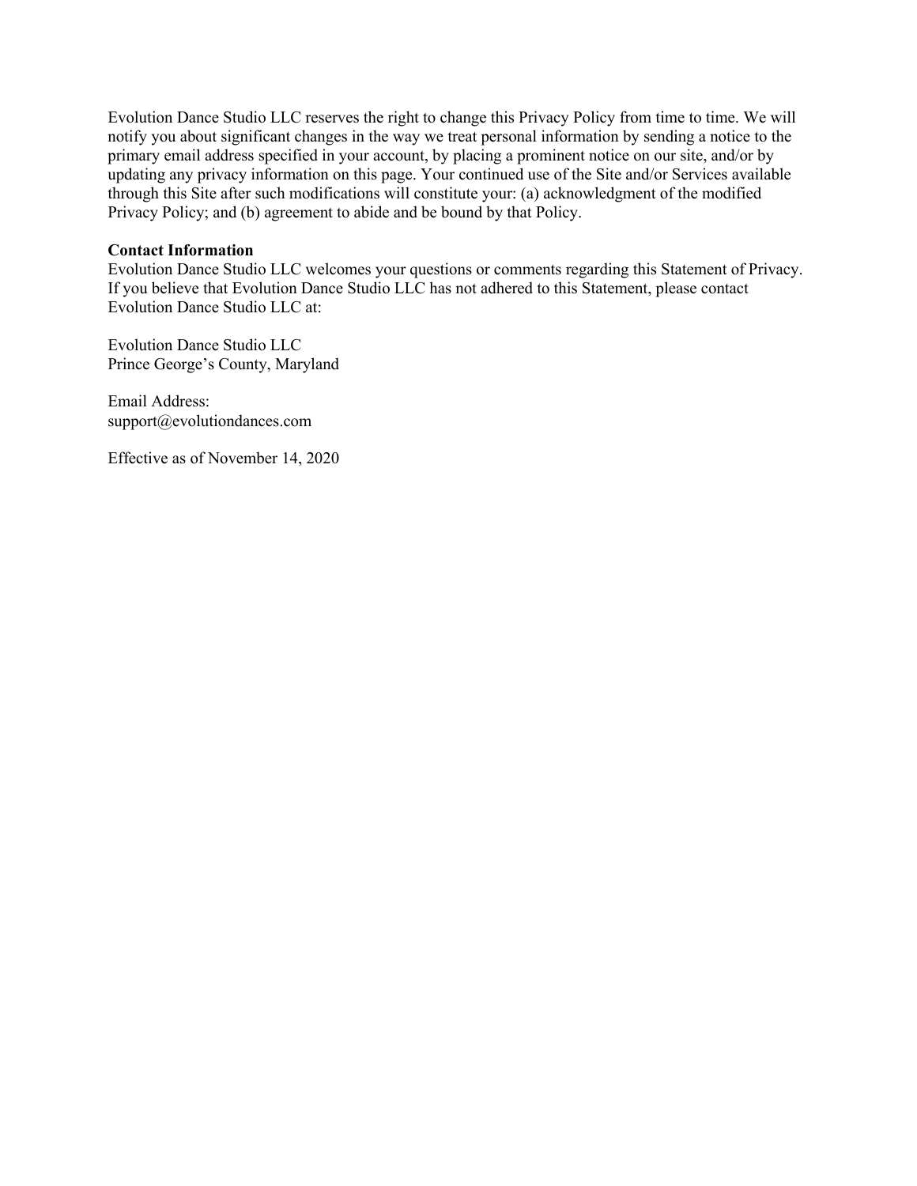Evolution Dance Studio LLC reserves the right to change this Privacy Policy from time to time. We will notify you about significant changes in the way we treat personal information by sending a notice to the primary email address specified in your account, by placing a prominent notice on our site, and/or by updating any privacy information on this page. Your continued use of the Site and/or Services available through this Site after such modifications will constitute your: (a) acknowledgment of the modified Privacy Policy; and (b) agreement to abide and be bound by that Policy.

**Contact Information**

Evolution Dance Studio LLC welcomes your questions or comments regarding this Statement of Privacy. If you believe that Evolution Dance Studio LLC has not adhered to this Statement, please contact Evolution Dance Studio LLC at:

Evolution Dance Studio LLC
Prince George's County, Maryland

Email Address:
support@evolutiondances.com

Effective as of November 14, 2020